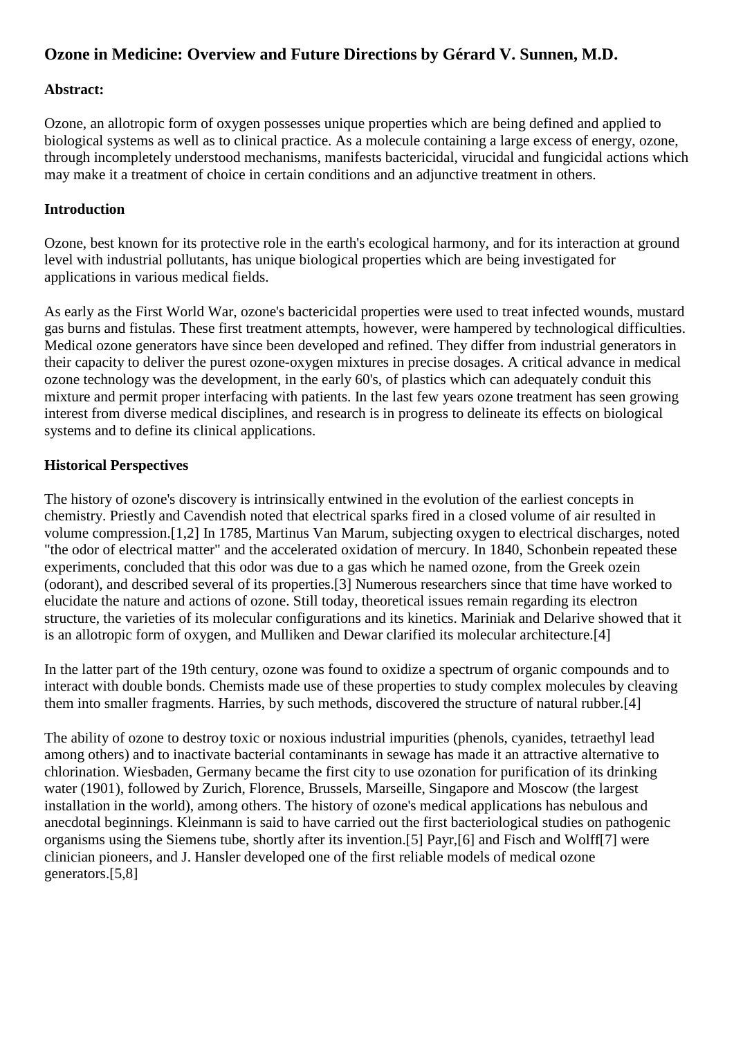# Ozone in Medicine: Overview and Future Directions by Gérard V. Sunnen, M.D.

**Abstract:**

Ozone, an allotropic form of oxygen possesses unique properties which are being defined and applied to biological systems as well as to clinical practice. As a molecule containing a large excess of energy, ozone, through incompletely understood mechanisms, manifests bactericidal, virucidal and fungicidal actions which may make it a treatment of choice in certain conditions and an adjunctive treatment in others.

## Introduction

Ozone, best known for its protective role in the earth's ecological harmony, and for its interaction at ground level with industrial pollutants, has unique biological properties which are being investigated for applications in various medical fields.

As early as the First World War, ozone's bactericidal properties were used to treat infected wounds, mustard gas burns and fistulas. These first treatment attempts, however, were hampered by technological difficulties. Medical ozone generators have since been developed and refined. They differ from industrial generators in their capacity to deliver the purest ozone-oxygen mixtures in precise dosages. A critical advance in medical ozone technology was the development, in the early 60's, of plastics which can adequately conduit this mixture and permit proper interfacing with patients. In the last few years ozone treatment has seen growing interest from diverse medical disciplines, and research is in progress to delineate its effects on biological systems and to define its clinical applications.

## Historical Perspectives

The history of ozone's discovery is intrinsically entwined in the evolution of the earliest concepts in chemistry. Priestly and Cavendish noted that electrical sparks fired in a closed volume of air resulted in volume compression.[1,2] In 1785, Martinus Van Marum, subjecting oxygen to electrical discharges, noted "the odor of electrical matter" and the accelerated oxidation of mercury. In 1840, Schonbein repeated these experiments, concluded that this odor was due to a gas which he named ozone, from the Greek ozein (odorant), and described several of its properties.[3] Numerous researchers since that time have worked to elucidate the nature and actions of ozone. Still today, theoretical issues remain regarding its electron structure, the varieties of its molecular configurations and its kinetics. Mariniak and Delarive showed that it is an allotropic form of oxygen, and Mulliken and Dewar clarified its molecular architecture.[4]

In the latter part of the 19th century, ozone was found to oxidize a spectrum of organic compounds and to interact with double bonds. Chemists made use of these properties to study complex molecules by cleaving them into smaller fragments. Harries, by such methods, discovered the structure of natural rubber.[4]

The ability of ozone to destroy toxic or noxious industrial impurities (phenols, cyanides, tetraethyl lead among others) and to inactivate bacterial contaminants in sewage has made it an attractive alternative to chlorination. Wiesbaden, Germany became the first city to use ozonation for purification of its drinking water (1901), followed by Zurich, Florence, Brussels, Marseille, Singapore and Moscow (the largest installation in the world), among others. The history of ozone's medical applications has nebulous and anecdotal beginnings. Kleinmann is said to have carried out the first bacteriological studies on pathogenic organisms using the Siemens tube, shortly after its invention.[5] Payr,[6] and Fisch and Wolff[7] were clinician pioneers, and J. Hansler developed one of the first reliable models of medical ozone generators.[5,8]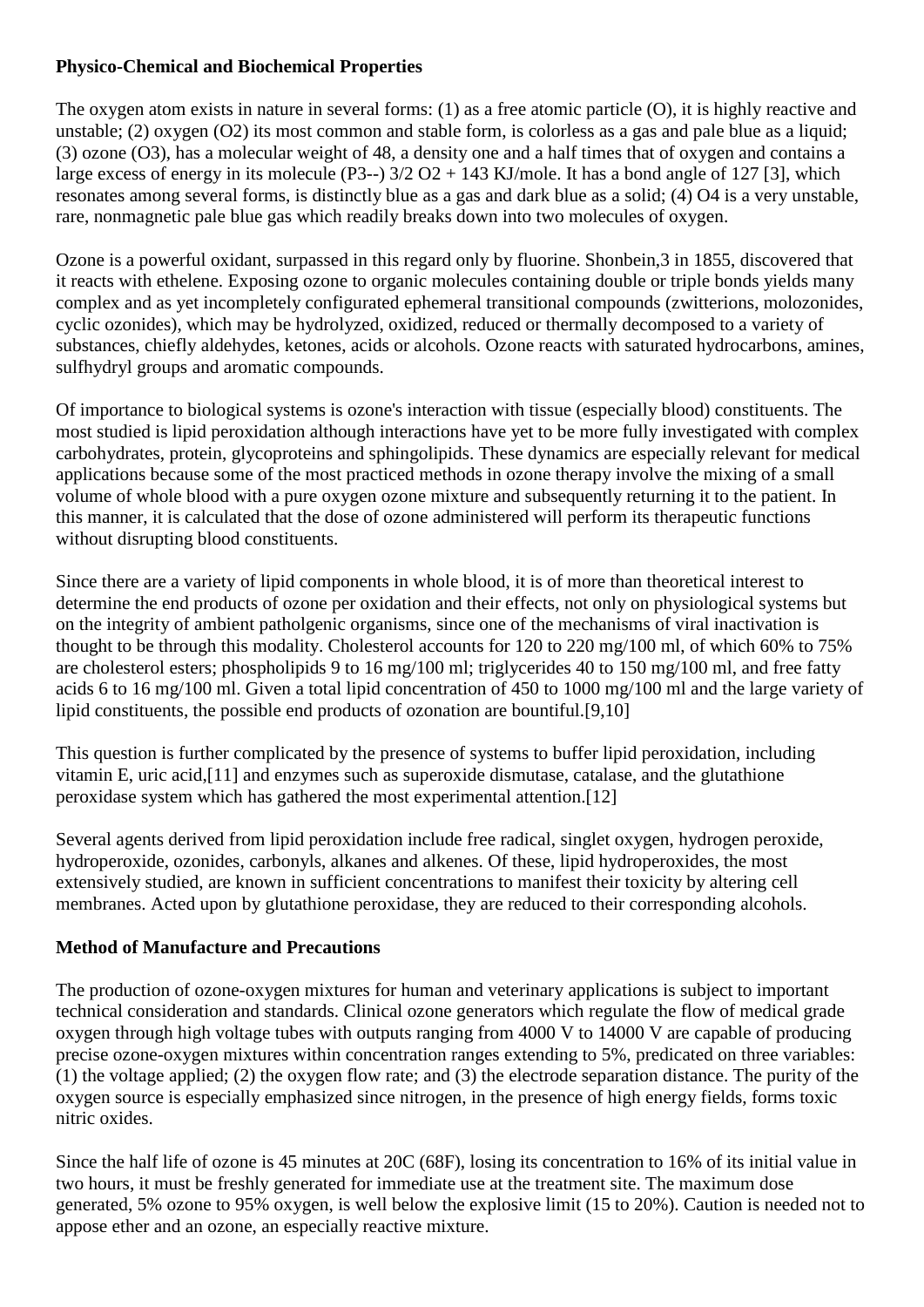**Physico-Chemical and Biochemical Properties**

The oxygen atom exists in nature in several forms: (1) as a free atomic particle (O), it is highly reactive and unstable; (2) oxygen ($O_2$) its most common and stable form, is colorless as a gas and pale blue as a liquid; (3) ozone ($O_3$), has a molecular weight of 48, a density one and a half times that of oxygen and contains a large excess of energy in its molecule (P3--) 3/2 $O_2$ + 143 KJ/mole. It has a bond angle of 127 [3], which resonates among several forms, is distinctly blue as a gas and dark blue as a solid; (4) $O_4$ is a very unstable, rare, nonmagnetic pale blue gas which readily breaks down into two molecules of oxygen.

Ozone is a powerful oxidant, surpassed in this regard only by fluorine. Shonbein,3 in 1855, discovered that it reacts with ethelene. Exposing ozone to organic molecules containing double or triple bonds yields many complex and as yet incompletely configurated ephemeral transitional compounds (zwitterions, molozonides, cyclic ozonides), which may be hydrolyzed, oxidized, reduced or thermally decomposed to a variety of substances, chiefly aldehydes, ketones, acids or alcohols. Ozone reacts with saturated hydrocarbons, amines, sulfhydryl groups and aromatic compounds.

Of importance to biological systems is ozone's interaction with tissue (especially blood) constituents. The most studied is lipid peroxidation although interactions have yet to be more fully investigated with complex carbohydrates, protein, glycoproteins and sphingolipids. These dynamics are especially relevant for medical applications because some of the most practiced methods in ozone therapy involve the mixing of a small volume of whole blood with a pure oxygen ozone mixture and subsequently returning it to the patient. In this manner, it is calculated that the dose of ozone administered will perform its therapeutic functions without disrupting blood constituents.

Since there are a variety of lipid components in whole blood, it is of more than theoretical interest to determine the end products of ozone per oxidation and their effects, not only on physiological systems but on the integrity of ambient patholgenic organisms, since one of the mechanisms of viral inactivation is thought to be through this modality. Cholesterol accounts for 120 to 220 mg/100 ml, of which 60% to 75% are cholesterol esters; phospholipids 9 to 16 mg/100 ml; triglycerides 40 to 150 mg/100 ml, and free fatty acids 6 to 16 mg/100 ml. Given a total lipid concentration of 450 to 1000 mg/100 ml and the large variety of lipid constituents, the possible end products of ozonation are bountiful.[9,10]

This question is further complicated by the presence of systems to buffer lipid peroxidation, including vitamin E, uric acid,[11] and enzymes such as superoxide dismutase, catalase, and the glutathione peroxidase system which has gathered the most experimental attention.[12]

Several agents derived from lipid peroxidation include free radical, singlet oxygen, hydrogen peroxide, hydroperoxide, ozonides, carbonyls, alkanes and alkenes. Of these, lipid hydroperoxides, the most extensively studied, are known in sufficient concentrations to manifest their toxicity by altering cell membranes. Acted upon by glutathione peroxidase, they are reduced to their corresponding alcohols.

**Method of Manufacture and Precautions**

The production of ozone-oxygen mixtures for human and veterinary applications is subject to important technical consideration and standards. Clinical ozone generators which regulate the flow of medical grade oxygen through high voltage tubes with outputs ranging from 4000 V to 14000 V are capable of producing precise ozone-oxygen mixtures within concentration ranges extending to 5%, predicated on three variables: (1) the voltage applied; (2) the oxygen flow rate; and (3) the electrode separation distance. The purity of the oxygen source is especially emphasized since nitrogen, in the presence of high energy fields, forms toxic nitric oxides.

Since the half life of ozone is 45 minutes at 20C (68F), losing its concentration to 16% of its initial value in two hours, it must be freshly generated for immediate use at the treatment site. The maximum dose generated, 5% ozone to 95% oxygen, is well below the explosive limit (15 to 20%). Caution is needed not to appose ether and an ozone, an especially reactive mixture.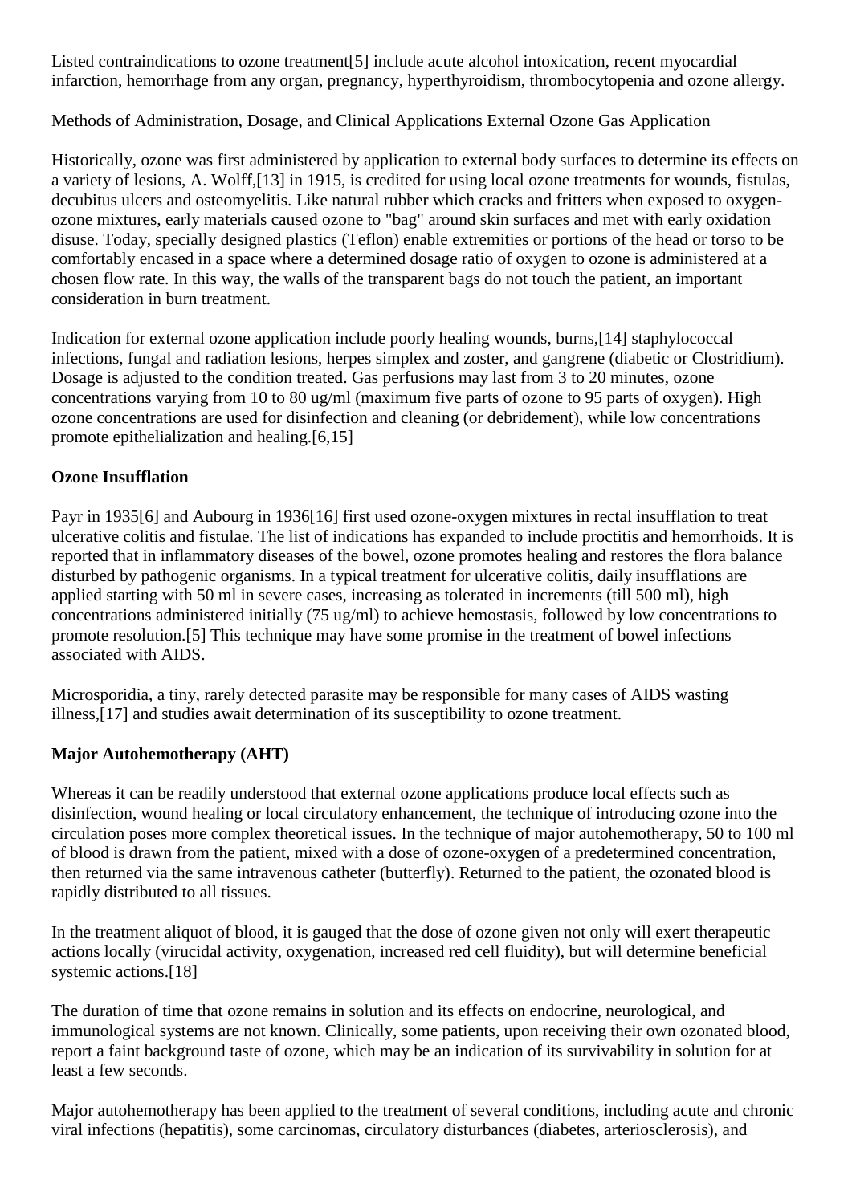Listed contraindications to ozone treatment[5] include acute alcohol intoxication, recent myocardial infarction, hemorrhage from any organ, pregnancy, hyperthyroidism, thrombocytopenia and ozone allergy.

Methods of Administration, Dosage, and Clinical Applications External Ozone Gas Application

Historically, ozone was first administered by application to external body surfaces to determine its effects on a variety of lesions, A. Wolff,[13] in 1915, is credited for using local ozone treatments for wounds, fistulas, decubitus ulcers and osteomyelitis. Like natural rubber which cracks and fritters when exposed to oxygen-ozone mixtures, early materials caused ozone to "bag" around skin surfaces and met with early oxidation disuse. Today, specially designed plastics (Teflon) enable extremities or portions of the head or torso to be comfortably encased in a space where a determined dosage ratio of oxygen to ozone is administered at a chosen flow rate. In this way, the walls of the transparent bags do not touch the patient, an important consideration in burn treatment.

Indication for external ozone application include poorly healing wounds, burns,[14] staphylococcal infections, fungal and radiation lesions, herpes simplex and zoster, and gangrene (diabetic or Clostridium). Dosage is adjusted to the condition treated. Gas perfusions may last from 3 to 20 minutes, ozone concentrations varying from 10 to 80 ug/ml (maximum five parts of ozone to 95 parts of oxygen). High ozone concentrations are used for disinfection and cleaning (or debridement), while low concentrations promote epithelialization and healing.[6,15]

**Ozone Insufflation**

Payr in 1935[6] and Aubourg in 1936[16] first used ozone-oxygen mixtures in rectal insufflation to treat ulcerative colitis and fistulae. The list of indications has expanded to include proctitis and hemorrhoids. It is reported that in inflammatory diseases of the bowel, ozone promotes healing and restores the flora balance disturbed by pathogenic organisms. In a typical treatment for ulcerative colitis, daily insufflations are applied starting with 50 ml in severe cases, increasing as tolerated in increments (till 500 ml), high concentrations administered initially (75 ug/ml) to achieve hemostasis, followed by low concentrations to promote resolution.[5] This technique may have some promise in the treatment of bowel infections associated with AIDS.

Microsporidia, a tiny, rarely detected parasite may be responsible for many cases of AIDS wasting illness,[17] and studies await determination of its susceptibility to ozone treatment.

**Major Autohemotherapy (AHT)**

Whereas it can be readily understood that external ozone applications produce local effects such as disinfection, wound healing or local circulatory enhancement, the technique of introducing ozone into the circulation poses more complex theoretical issues. In the technique of major autohemotherapy, 50 to 100 ml of blood is drawn from the patient, mixed with a dose of ozone-oxygen of a predetermined concentration, then returned via the same intravenous catheter (butterfly). Returned to the patient, the ozonated blood is rapidly distributed to all tissues.

In the treatment aliquot of blood, it is gauged that the dose of ozone given not only will exert therapeutic actions locally (virucidal activity, oxygenation, increased red cell fluidity), but will determine beneficial systemic actions.[18]

The duration of time that ozone remains in solution and its effects on endocrine, neurological, and immunological systems are not known. Clinically, some patients, upon receiving their own ozonated blood, report a faint background taste of ozone, which may be an indication of its survivability in solution for at least a few seconds.

Major autohemotherapy has been applied to the treatment of several conditions, including acute and chronic viral infections (hepatitis), some carcinomas, circulatory disturbances (diabetes, arteriosclerosis), and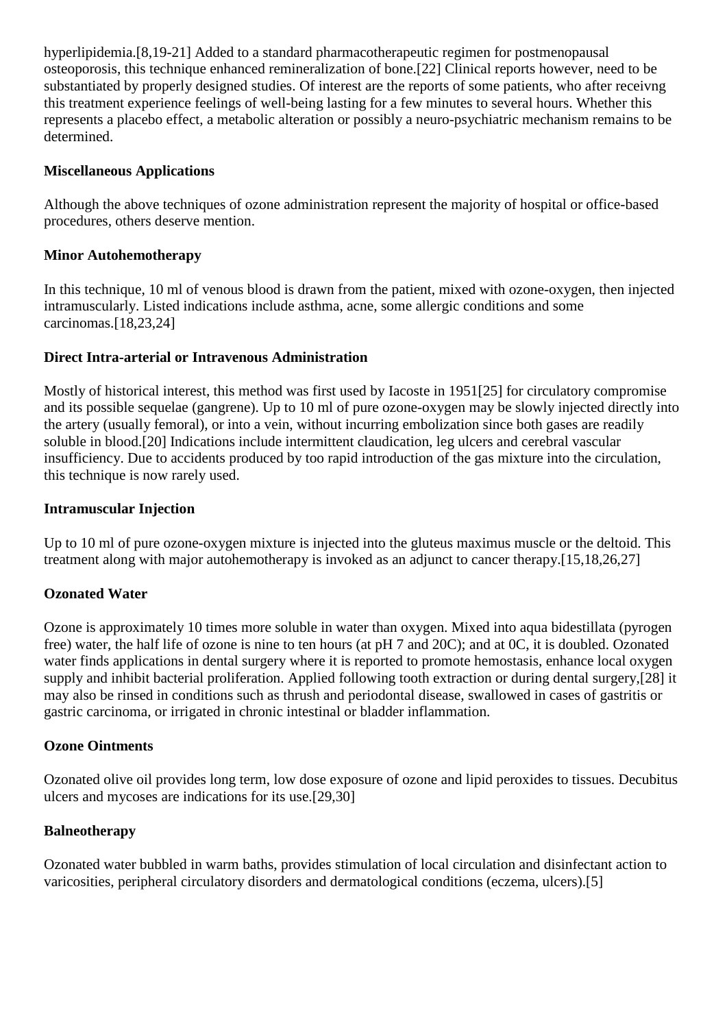hyperlipidemia.[8,19-21] Added to a standard pharmacotherapeutic regimen for postmenopausal osteoporosis, this technique enhanced remineralization of bone.[22] Clinical reports however, need to be substantiated by properly designed studies. Of interest are the reports of some patients, who after receivng this treatment experience feelings of well-being lasting for a few minutes to several hours. Whether this represents a placebo effect, a metabolic alteration or possibly a neuro-psychiatric mechanism remains to be determined.

**Miscellaneous Applications**

Although the above techniques of ozone administration represent the majority of hospital or office-based procedures, others deserve mention.

**Minor Autohemotherapy**

In this technique, 10 ml of venous blood is drawn from the patient, mixed with ozone-oxygen, then injected intramuscularly. Listed indications include asthma, acne, some allergic conditions and some carcinomas.[18,23,24]

**Direct Intra-arterial or Intravenous Administration**

Mostly of historical interest, this method was first used by Iacoste in 1951[25] for circulatory compromise and its possible sequelae (gangrene). Up to 10 ml of pure ozone-oxygen may be slowly injected directly into the artery (usually femoral), or into a vein, without incurring embolization since both gases are readily soluble in blood.[20] Indications include intermittent claudication, leg ulcers and cerebral vascular insufficiency. Due to accidents produced by too rapid introduction of the gas mixture into the circulation, this technique is now rarely used.

**Intramuscular Injection**

Up to 10 ml of pure ozone-oxygen mixture is injected into the gluteus maximus muscle or the deltoid. This treatment along with major autohemotherapy is invoked as an adjunct to cancer therapy.[15,18,26,27]

**Ozonated Water**

Ozone is approximately 10 times more soluble in water than oxygen. Mixed into aqua bidestillata (pyrogen free) water, the half life of ozone is nine to ten hours (at pH 7 and 20C); and at 0C, it is doubled. Ozonated water finds applications in dental surgery where it is reported to promote hemostasis, enhance local oxygen supply and inhibit bacterial proliferation. Applied following tooth extraction or during dental surgery,[28] it may also be rinsed in conditions such as thrush and periodontal disease, swallowed in cases of gastritis or gastric carcinoma, or irrigated in chronic intestinal or bladder inflammation.

**Ozone Ointments**

Ozonated olive oil provides long term, low dose exposure of ozone and lipid peroxides to tissues. Decubitus ulcers and mycoses are indications for its use.[29,30]

**Balneotherapy**

Ozonated water bubbled in warm baths, provides stimulation of local circulation and disinfectant action to varicosities, peripheral circulatory disorders and dermatological conditions (eczema, ulcers).[5]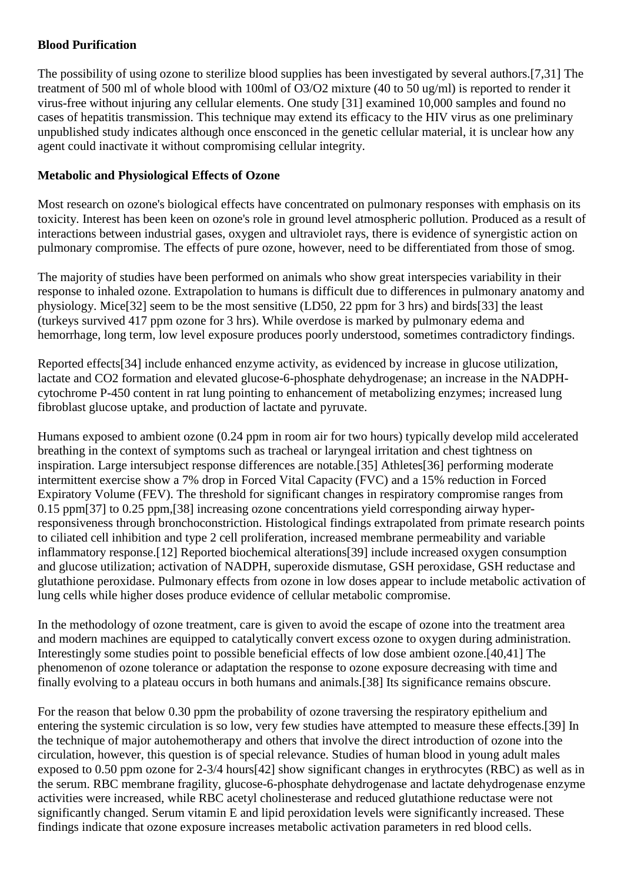**Blood Purification**

The possibility of using ozone to sterilize blood supplies has been investigated by several authors.[7,31] The treatment of 500 ml of whole blood with 100ml of $O_3/O_2$ mixture (40 to 50 ug/ml) is reported to render it virus-free without injuring any cellular elements. One study [31] examined 10,000 samples and found no cases of hepatitis transmission. This technique may extend its efficacy to the HIV virus as one preliminary unpublished study indicates although once ensconced in the genetic cellular material, it is unclear how any agent could inactivate it without compromising cellular integrity.

**Metabolic and Physiological Effects of Ozone**

Most research on ozone's biological effects have concentrated on pulmonary responses with emphasis on its toxicity. Interest has been keen on ozone's role in ground level atmospheric pollution. Produced as a result of interactions between industrial gases, oxygen and ultraviolet rays, there is evidence of synergistic action on pulmonary compromise. The effects of pure ozone, however, need to be differentiated from those of smog.

The majority of studies have been performed on animals who show great interspecies variability in their response to inhaled ozone. Extrapolation to humans is difficult due to differences in pulmonary anatomy and physiology. Mice[32] seem to be the most sensitive (LD50, 22 ppm for 3 hrs) and birds[33] the least (turkeys survived 417 ppm ozone for 3 hrs). While overdose is marked by pulmonary edema and hemorrhage, long term, low level exposure produces poorly understood, sometimes contradictory findings.

Reported effects[34] include enhanced enzyme activity, as evidenced by increase in glucose utilization, lactate and $CO_2$ formation and elevated glucose-6-phosphate dehydrogenase; an increase in the NADPH-cytochrome P-450 content in rat lung pointing to enhancement of metabolizing enzymes; increased lung fibroblast glucose uptake, and production of lactate and pyruvate.

Humans exposed to ambient ozone (0.24 ppm in room air for two hours) typically develop mild accelerated breathing in the context of symptoms such as tracheal or laryngeal irritation and chest tightness on inspiration. Large intersubject response differences are notable.[35] Athletes[36] performing moderate intermittent exercise show a 7% drop in Forced Vital Capacity (FVC) and a 15% reduction in Forced Expiratory Volume (FEV). The threshold for significant changes in respiratory compromise ranges from 0.15 ppm[37] to 0.25 ppm,[38] increasing ozone concentrations yield corresponding airway hyper-responsiveness through bronchoconstriction. Histological findings extrapolated from primate research points to ciliated cell inhibition and type 2 cell proliferation, increased membrane permeability and variable inflammatory response.[12] Reported biochemical alterations[39] include increased oxygen consumption and glucose utilization; activation of NADPH, superoxide dismutase, GSH peroxidase, GSH reductase and glutathione peroxidase. Pulmonary effects from ozone in low doses appear to include metabolic activation of lung cells while higher doses produce evidence of cellular metabolic compromise.

In the methodology of ozone treatment, care is given to avoid the escape of ozone into the treatment area and modern machines are equipped to catalytically convert excess ozone to oxygen during administration. Interestingly some studies point to possible beneficial effects of low dose ambient ozone.[40,41] The phenomenon of ozone tolerance or adaptation the response to ozone exposure decreasing with time and finally evolving to a plateau occurs in both humans and animals.[38] Its significance remains obscure.

For the reason that below 0.30 ppm the probability of ozone traversing the respiratory epithelium and entering the systemic circulation is so low, very few studies have attempted to measure these effects.[39] In the technique of major autohemotherapy and others that involve the direct introduction of ozone into the circulation, however, this question is of special relevance. Studies of human blood in young adult males exposed to 0.50 ppm ozone for 2-3/4 hours[42] show significant changes in erythrocytes (RBC) as well as in the serum. RBC membrane fragility, glucose-6-phosphate dehydrogenase and lactate dehydrogenase enzyme activities were increased, while RBC acetyl cholinesterase and reduced glutathione reductase were not significantly changed. Serum vitamin E and lipid peroxidation levels were significantly increased. These findings indicate that ozone exposure increases metabolic activation parameters in red blood cells.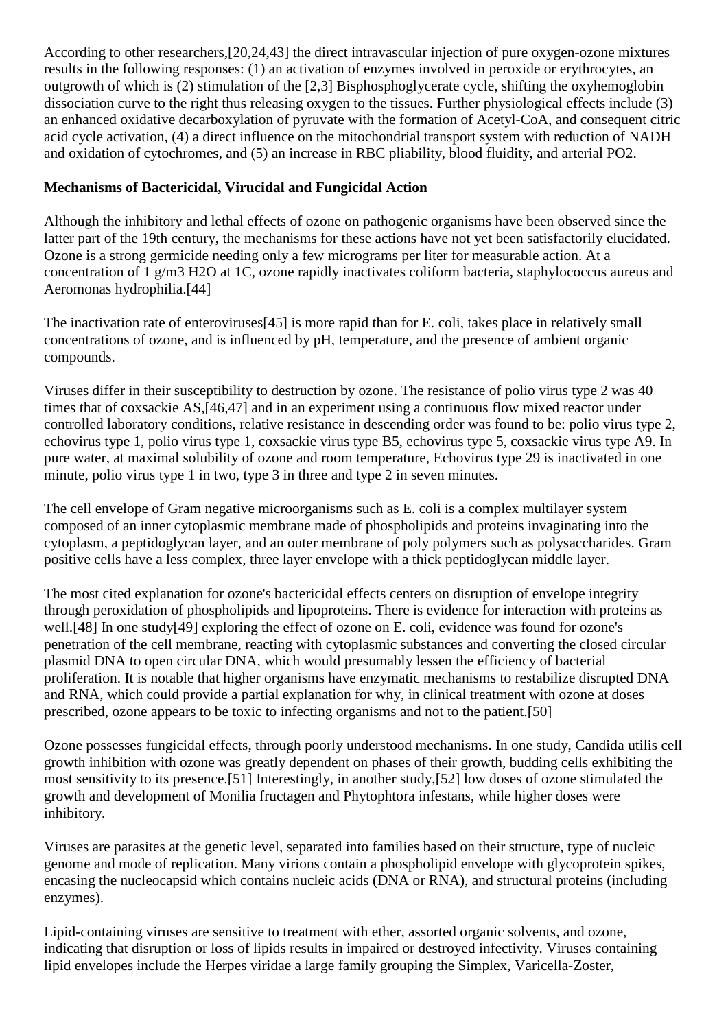According to other researchers,[20,24,43] the direct intravascular injection of pure oxygen-ozone mixtures results in the following responses: (1) an activation of enzymes involved in peroxide or erythrocytes, an outgrowth of which is (2) stimulation of the [2,3] Bisphosphoglycerate cycle, shifting the oxyhemoglobin dissociation curve to the right thus releasing oxygen to the tissues. Further physiological effects include (3) an enhanced oxidative decarboxylation of pyruvate with the formation of Acetyl-CoA, and consequent citric acid cycle activation, (4) a direct influence on the mitochondrial transport system with reduction of NADH and oxidation of cytochromes, and (5) an increase in RBC pliability, blood fluidity, and arterial $PO_2$.

**Mechanisms of Bactericidal, Virucidal and Fungicidal Action**

Although the inhibitory and lethal effects of ozone on pathogenic organisms have been observed since the latter part of the 19th century, the mechanisms for these actions have not yet been satisfactorily elucidated. Ozone is a strong germicide needing only a few micrograms per liter for measurable action. At a concentration of 1 g/m3 $H_2O$ at 1C, ozone rapidly inactivates coliform bacteria, staphylococcus aureus and Aeromonas hydrophilia.[44]

The inactivation rate of enteroviruses[45] is more rapid than for E. coli, takes place in relatively small concentrations of ozone, and is influenced by pH, temperature, and the presence of ambient organic compounds.

Viruses differ in their susceptibility to destruction by ozone. The resistance of polio virus type 2 was 40 times that of coxsackie AS,[46,47] and in an experiment using a continuous flow mixed reactor under controlled laboratory conditions, relative resistance in descending order was found to be: polio virus type 2, echovirus type 1, polio virus type 1, coxsackie virus type B5, echovirus type 5, coxsackie virus type A9. In pure water, at maximal solubility of ozone and room temperature, Echovirus type 29 is inactivated in one minute, polio virus type 1 in two, type 3 in three and type 2 in seven minutes.

The cell envelope of Gram negative microorganisms such as E. coli is a complex multilayer system composed of an inner cytoplasmic membrane made of phospholipids and proteins invaginating into the cytoplasm, a peptidoglycan layer, and an outer membrane of poly polymers such as polysaccharides. Gram positive cells have a less complex, three layer envelope with a thick peptidoglycan middle layer.

The most cited explanation for ozone's bactericidal effects centers on disruption of envelope integrity through peroxidation of phospholipids and lipoproteins. There is evidence for interaction with proteins as well.[48] In one study[49] exploring the effect of ozone on E. coli, evidence was found for ozone's penetration of the cell membrane, reacting with cytoplasmic substances and converting the closed circular plasmid DNA to open circular DNA, which would presumably lessen the efficiency of bacterial proliferation. It is notable that higher organisms have enzymatic mechanisms to restabilize disrupted DNA and RNA, which could provide a partial explanation for why, in clinical treatment with ozone at doses prescribed, ozone appears to be toxic to infecting organisms and not to the patient.[50]

Ozone possesses fungicidal effects, through poorly understood mechanisms. In one study, Candida utilis cell growth inhibition with ozone was greatly dependent on phases of their growth, budding cells exhibiting the most sensitivity to its presence.[51] Interestingly, in another study,[52] low doses of ozone stimulated the growth and development of Monilia fructagen and Phytophtora infestans, while higher doses were inhibitory.

Viruses are parasites at the genetic level, separated into families based on their structure, type of nucleic genome and mode of replication. Many virions contain a phospholipid envelope with glycoprotein spikes, encasing the nucleocapsid which contains nucleic acids (DNA or RNA), and structural proteins (including enzymes).

Lipid-containing viruses are sensitive to treatment with ether, assorted organic solvents, and ozone, indicating that disruption or loss of lipids results in impaired or destroyed infectivity. Viruses containing lipid envelopes include the Herpes viridae a large family grouping the Simplex, Varicella-Zoster,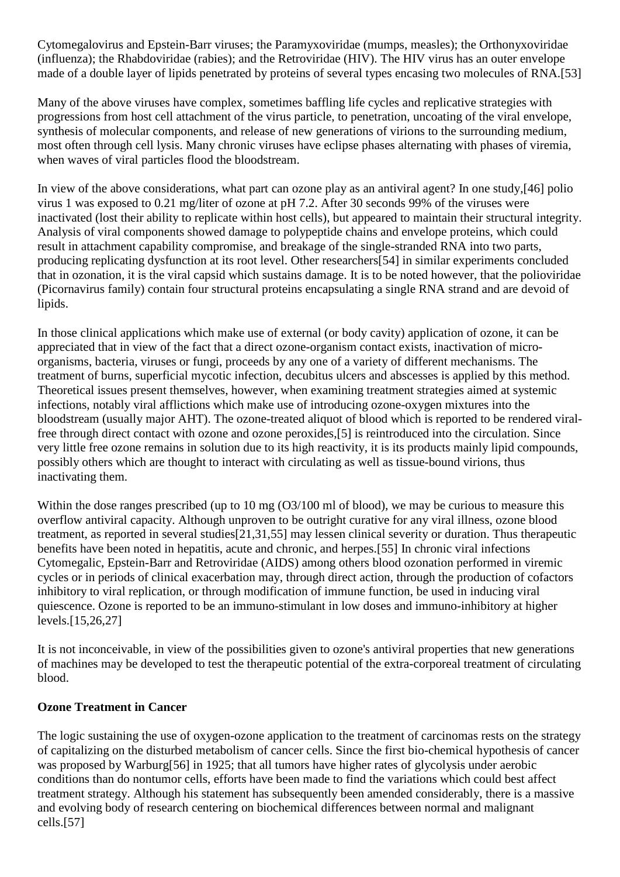Cytomegalovirus and Epstein-Barr viruses; the Paramyxoviridae (mumps, measles); the Orthonyxoviridae (influenza); the Rhabdoviridae (rabies); and the Retroviridae (HIV). The HIV virus has an outer envelope made of a double layer of lipids penetrated by proteins of several types encasing two molecules of RNA.[53]

Many of the above viruses have complex, sometimes baffling life cycles and replicative strategies with progressions from host cell attachment of the virus particle, to penetration, uncoating of the viral envelope, synthesis of molecular components, and release of new generations of virions to the surrounding medium, most often through cell lysis. Many chronic viruses have eclipse phases alternating with phases of viremia, when waves of viral particles flood the bloodstream.

In view of the above considerations, what part can ozone play as an antiviral agent? In one study,[46] polio virus 1 was exposed to 0.21 mg/liter of ozone at pH 7.2. After 30 seconds 99% of the viruses were inactivated (lost their ability to replicate within host cells), but appeared to maintain their structural integrity. Analysis of viral components showed damage to polypeptide chains and envelope proteins, which could result in attachment capability compromise, and breakage of the single-stranded RNA into two parts, producing replicating dysfunction at its root level. Other researchers[54] in similar experiments concluded that in ozonation, it is the viral capsid which sustains damage. It is to be noted however, that the polioviridae (Picornavirus family) contain four structural proteins encapsulating a single RNA strand and are devoid of lipids.

In those clinical applications which make use of external (or body cavity) application of ozone, it can be appreciated that in view of the fact that a direct ozone-organism contact exists, inactivation of micro-organisms, bacteria, viruses or fungi, proceeds by any one of a variety of different mechanisms. The treatment of burns, superficial mycotic infection, decubitus ulcers and abscesses is applied by this method. Theoretical issues present themselves, however, when examining treatment strategies aimed at systemic infections, notably viral afflictions which make use of introducing ozone-oxygen mixtures into the bloodstream (usually major AHT). The ozone-treated aliquot of blood which is reported to be rendered viral-free through direct contact with ozone and ozone peroxides,[5] is reintroduced into the circulation. Since very little free ozone remains in solution due to its high reactivity, it is its products mainly lipid compounds, possibly others which are thought to interact with circulating as well as tissue-bound virions, thus inactivating them.

Within the dose ranges prescribed (up to 10 mg ($O_3$/100 ml of blood), we may be curious to measure this overflow antiviral capacity. Although unproven to be outright curative for any viral illness, ozone blood treatment, as reported in several studies[21,31,55] may lessen clinical severity or duration. Thus therapeutic benefits have been noted in hepatitis, acute and chronic, and herpes.[55] In chronic viral infections Cytomegalic, Epstein-Barr and Retroviridae (AIDS) among others blood ozonation performed in viremic cycles or in periods of clinical exacerbation may, through direct action, through the production of cofactors inhibitory to viral replication, or through modification of immune function, be used in inducing viral quiescence. Ozone is reported to be an immuno-stimulant in low doses and immuno-inhibitory at higher levels.[15,26,27]

It is not inconceivable, in view of the possibilities given to ozone's antiviral properties that new generations of machines may be developed to test the therapeutic potential of the extra-corporeal treatment of circulating blood.

**Ozone Treatment in Cancer**

The logic sustaining the use of oxygen-ozone application to the treatment of carcinomas rests on the strategy of capitalizing on the disturbed metabolism of cancer cells. Since the first bio-chemical hypothesis of cancer was proposed by Warburg[56] in 1925; that all tumors have higher rates of glycolysis under aerobic conditions than do nontumor cells, efforts have been made to find the variations which could best affect treatment strategy. Although his statement has subsequently been amended considerably, there is a massive and evolving body of research centering on biochemical differences between normal and malignant cells.[57]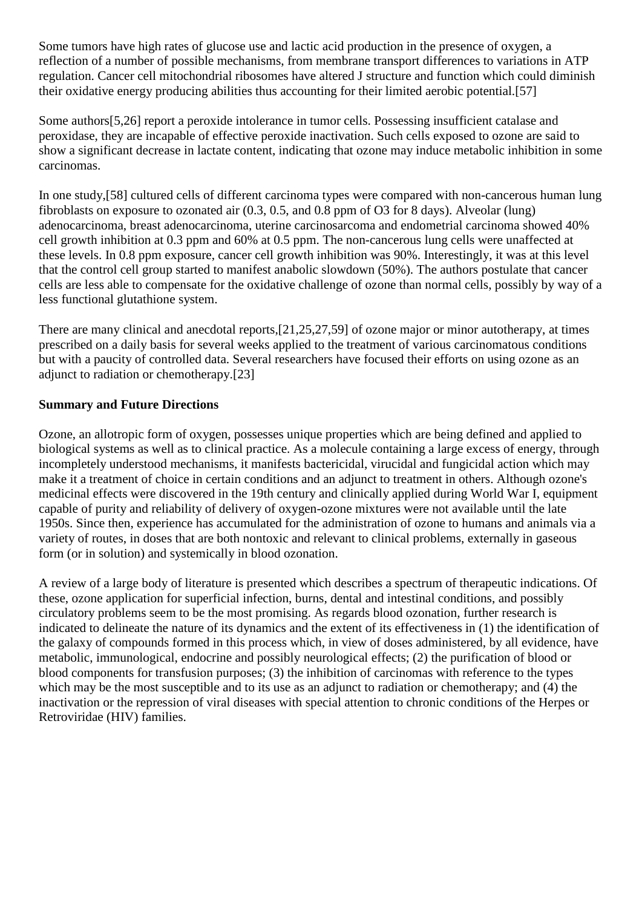Some tumors have high rates of glucose use and lactic acid production in the presence of oxygen, a reflection of a number of possible mechanisms, from membrane transport differences to variations in ATP regulation. Cancer cell mitochondrial ribosomes have altered J structure and function which could diminish their oxidative energy producing abilities thus accounting for their limited aerobic potential.[57]

Some authors[5,26] report a peroxide intolerance in tumor cells. Possessing insufficient catalase and peroxidase, they are incapable of effective peroxide inactivation. Such cells exposed to ozone are said to show a significant decrease in lactate content, indicating that ozone may induce metabolic inhibition in some carcinomas.

In one study,[58] cultured cells of different carcinoma types were compared with non-cancerous human lung fibroblasts on exposure to ozonated air (0.3, 0.5, and 0.8 ppm of $O_3$ for 8 days). Alveolar (lung) adenocarcinoma, breast adenocarcinoma, uterine carcinosarcoma and endometrial carcinoma showed 40% cell growth inhibition at 0.3 ppm and 60% at 0.5 ppm. The non-cancerous lung cells were unaffected at these levels. In 0.8 ppm exposure, cancer cell growth inhibition was 90%. Interestingly, it was at this level that the control cell group started to manifest anabolic slowdown (50%). The authors postulate that cancer cells are less able to compensate for the oxidative challenge of ozone than normal cells, possibly by way of a less functional glutathione system.

There are many clinical and anecdotal reports,[21,25,27,59] of ozone major or minor autotherapy, at times prescribed on a daily basis for several weeks applied to the treatment of various carcinomatous conditions but with a paucity of controlled data. Several researchers have focused their efforts on using ozone as an adjunct to radiation or chemotherapy.[23]

**Summary and Future Directions**

Ozone, an allotropic form of oxygen, possesses unique properties which are being defined and applied to biological systems as well as to clinical practice. As a molecule containing a large excess of energy, through incompletely understood mechanisms, it manifests bactericidal, virucidal and fungicidal action which may make it a treatment of choice in certain conditions and an adjunct to treatment in others. Although ozone's medicinal effects were discovered in the 19th century and clinically applied during World War I, equipment capable of purity and reliability of delivery of oxygen-ozone mixtures were not available until the late 1950s. Since then, experience has accumulated for the administration of ozone to humans and animals via a variety of routes, in doses that are both nontoxic and relevant to clinical problems, externally in gaseous form (or in solution) and systemically in blood ozonation.

A review of a large body of literature is presented which describes a spectrum of therapeutic indications. Of these, ozone application for superficial infection, burns, dental and intestinal conditions, and possibly circulatory problems seem to be the most promising. As regards blood ozonation, further research is indicated to delineate the nature of its dynamics and the extent of its effectiveness in (1) the identification of the galaxy of compounds formed in this process which, in view of doses administered, by all evidence, have metabolic, immunological, endocrine and possibly neurological effects; (2) the purification of blood or blood components for transfusion purposes; (3) the inhibition of carcinomas with reference to the types which may be the most susceptible and to its use as an adjunct to radiation or chemotherapy; and (4) the inactivation or the repression of viral diseases with special attention to chronic conditions of the Herpes or Retroviridae (HIV) families.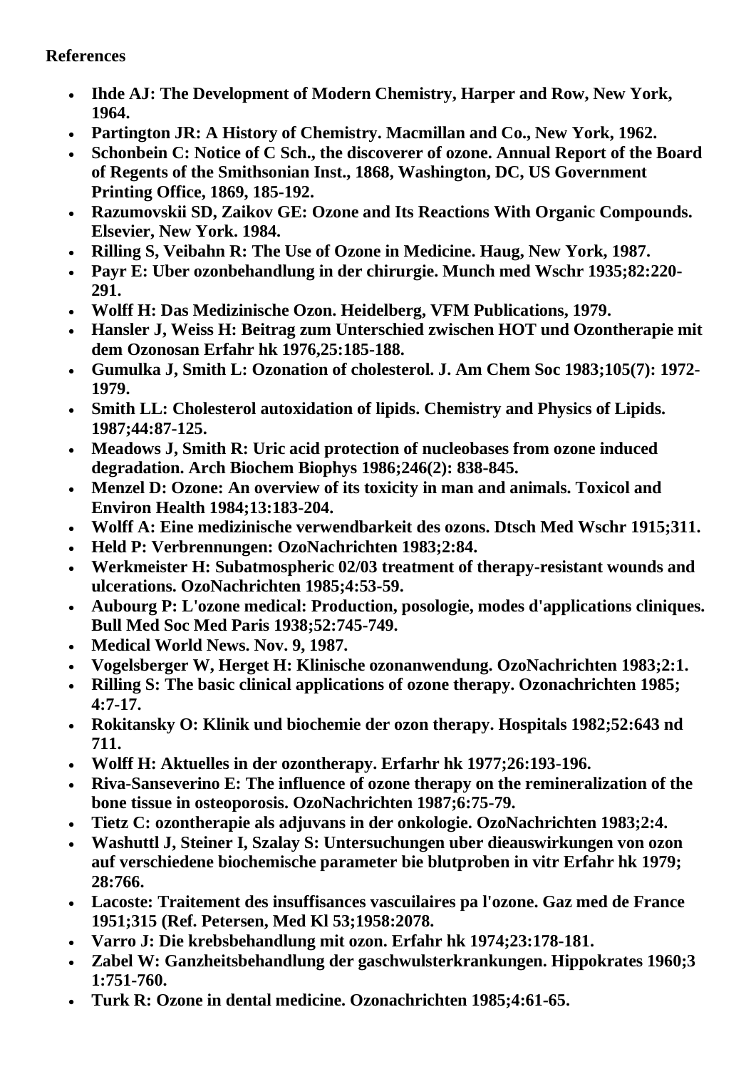**References**

- **Ihde AJ: The Development of Modern Chemistry, Harper and Row, New York, 1964.**
- **Partington JR: A History of Chemistry. Macmillan and Co., New York, 1962.**
- **Schonbein C: Notice of C Sch., the discoverer of ozone. Annual Report of the Board of Regents of the Smithsonian Inst., 1868, Washington, DC, US Government Printing Office, 1869, 185-192.**
- **Razumovskii SD, Zaikov GE: Ozone and Its Reactions With Organic Compounds. Elsevier, New York. 1984.**
- **Rilling S, Veibahn R: The Use of Ozone in Medicine. Haug, New York, 1987.**
- **Payr E: Uber ozonbehandlung in der chirurgie. Munch med Wschr 1935;82:220-291.**
- **Wolff H: Das Medizinische Ozon. Heidelberg, VFM Publications, 1979.**
- **Hansler J, Weiss H: Beitrag zum Unterschied zwischen HOT und Ozontherapie mit dem Ozonosan Erfahr hk 1976,25:185-188.**
- **Gumulka J, Smith L: Ozonation of cholesterol. J. Am Chem Soc 1983;105(7): 1972-1979.**
- **Smith LL: Cholesterol autoxidation of lipids. Chemistry and Physics of Lipids. 1987;44:87-125.**
- **Meadows J, Smith R: Uric acid protection of nucleobases from ozone induced degradation. Arch Biochem Biophys 1986;246(2): 838-845.**
- **Menzel D: Ozone: An overview of its toxicity in man and animals. Toxicol and Environ Health 1984;13:183-204.**
- **Wolff A: Eine medizinische verwendbarkeit des ozons. Dtsch Med Wschr 1915;311.**
- **Held P: Verbrennungen: OzoNachrichten 1983;2:84.**
- **Werkmeister H: Subatmospheric 02/03 treatment of therapy-resistant wounds and ulcerations. OzoNachrichten 1985;4:53-59.**
- **Aubourg P: L'ozone medical: Production, posologie, modes d'applications cliniques. Bull Med Soc Med Paris 1938;52:745-749.**
- **Medical World News. Nov. 9, 1987.**
- **Vogelsberger W, Herget H: Klinische ozonanwendung. OzoNachrichten 1983;2:1.**
- **Rilling S: The basic clinical applications of ozone therapy. Ozonachrichten 1985; 4:7-17.**
- **Rokitansky O: Klinik und biochemie der ozon therapy. Hospitals 1982;52:643 nd 711.**
- **Wolff H: Aktuelles in der ozontherapy. Erfarhr hk 1977;26:193-196.**
- **Riva-Sanseverino E: The influence of ozone therapy on the remineralization of the bone tissue in osteoporosis. OzoNachrichten 1987;6:75-79.**
- **Tietz C: ozontherapie als adjuvans in der onkologie. OzoNachrichten 1983;2:4.**
- **Washuttl J, Steiner I, Szalay S: Untersuchungen uber dieauswirkungen von ozon auf verschiedene biochemische parameter bie blutproben in vitr Erfahr hk 1979; 28:766.**
- **Lacoste: Traitement des insuffisances vasculaires pa l'ozone. Gaz med de France 1951;315 (Ref. Petersen, Med Kl 53;1958:2078.**
- **Varro J: Die krebsbehandlung mit ozon. Erfahr hk 1974;23:178-181.**
- **Zabel W: Ganzheitsbehandlung der gaschwulsterkrankungen. Hippokrates 1960;3 1:751-760.**
- **Turk R: Ozone in dental medicine. Ozonachrichten 1985;4:61-65.**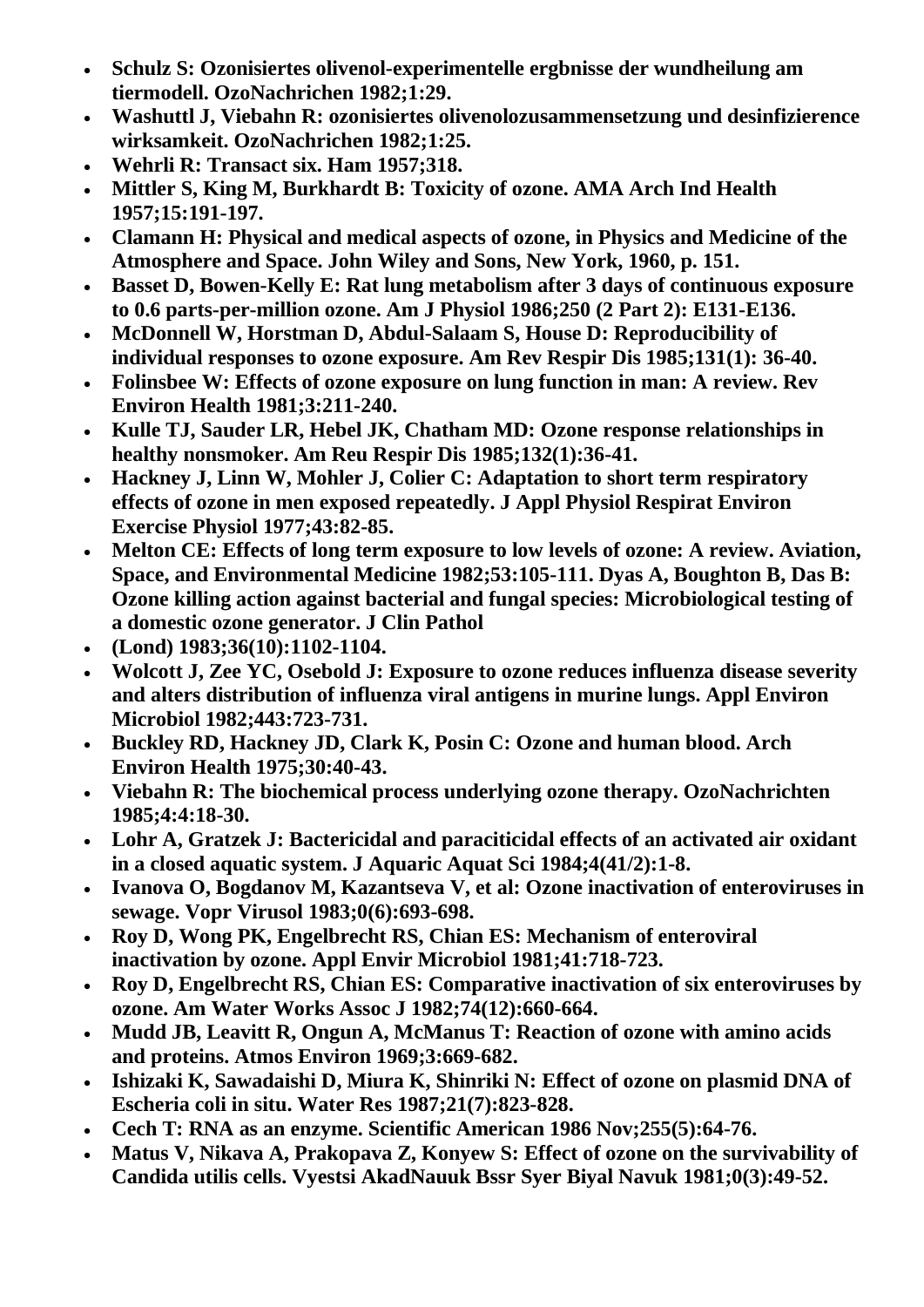- **Schulz S: Ozonisiertes olivenol-experimentelle ergbnisse der wundheilung am tiermodell. OzoNachrichen 1982;1:29.**
- **Washuttl J, Viebahn R: ozonisiertes olivenolozusammensetzung und desinfizierence wirksamkeit. OzoNachrichen 1982;1:25.**
- **Wehrli R: Transact six. Ham 1957;318.**
- **Mittler S, King M, Burkhardt B: Toxicity of ozone. AMA Arch Ind Health 1957;15:191-197.**
- **Clamann H: Physical and medical aspects of ozone, in Physics and Medicine of the Atmosphere and Space. John Wiley and Sons, New York, 1960, p. 151.**
- **Basset D, Bowen-Kelly E: Rat lung metabolism after 3 days of continuous exposure to 0.6 parts-per-million ozone. Am J Physiol 1986;250 (2 Part 2): E131-E136.**
- **McDonnell W, Horstman D, Abdul-Salaam S, House D: Reproducibility of individual responses to ozone exposure. Am Rev Respir Dis 1985;131(1): 36-40.**
- **Folinsbee W: Effects of ozone exposure on lung function in man: A review. Rev Environ Health 1981;3:211-240.**
- **Kulle TJ, Sauder LR, Hebel JK, Chatham MD: Ozone response relationships in healthy nonsmoker. Am Reu Respir Dis 1985;132(1):36-41.**
- **Hackney J, Linn W, Mohler J, Colier C: Adaptation to short term respiratory effects of ozone in men exposed repeatedly. J Appl Physiol Respirat Environ Exercise Physiol 1977;43:82-85.**
- **Melton CE: Effects of long term exposure to low levels of ozone: A review. Aviation, Space, and Environmental Medicine 1982;53:105-111. Dyas A, Boughton B, Das B: Ozone killing action against bacterial and fungal species: Microbiological testing of a domestic ozone generator. J Clin Pathol**
- **(Lond) 1983;36(10):1102-1104.**
- **Wolcott J, Zee YC, Osebold J: Exposure to ozone reduces influenza disease severity and alters distribution of influenza viral antigens in murine lungs. Appl Environ Microbiol 1982;443:723-731.**
- **Buckley RD, Hackney JD, Clark K, Posin C: Ozone and human blood. Arch Environ Health 1975;30:40-43.**
- **Viebahn R: The biochemical process underlying ozone therapy. OzoNachrichten 1985;4:4:18-30.**
- **Lohr A, Gratzek J: Bactericidal and paraciticidal effects of an activated air oxidant in a closed aquatic system. J Aquaric Aquat Sci 1984;4(41/2):1-8.**
- **Ivanova O, Bogdanov M, Kazantseva V, et al: Ozone inactivation of enteroviruses in sewage. Vopr Virusol 1983;0(6):693-698.**
- **Roy D, Wong PK, Engelbrecht RS, Chian ES: Mechanism of enteroviral inactivation by ozone. Appl Envir Microbiol 1981;41:718-723.**
- **Roy D, Engelbrecht RS, Chian ES: Comparative inactivation of six enteroviruses by ozone. Am Water Works Assoc J 1982;74(12):660-664.**
- **Mudd JB, Leavitt R, Ongun A, McManus T: Reaction of ozone with amino acids and proteins. Atmos Environ 1969;3:669-682.**
- **Ishizaki K, Sawadaishi D, Miura K, Shinriki N: Effect of ozone on plasmid DNA of Escheria coli in situ. Water Res 1987;21(7):823-828.**
- **Cech T: RNA as an enzyme. Scientific American 1986 Nov;255(5):64-76.**
- **Matus V, Nikava A, Prakopava Z, Konyew S: Effect of ozone on the survivability of Candida utilis cells. Vyestsi AkadNauuk Bssr Syer Biyal Navuk 1981;0(3):49-52.**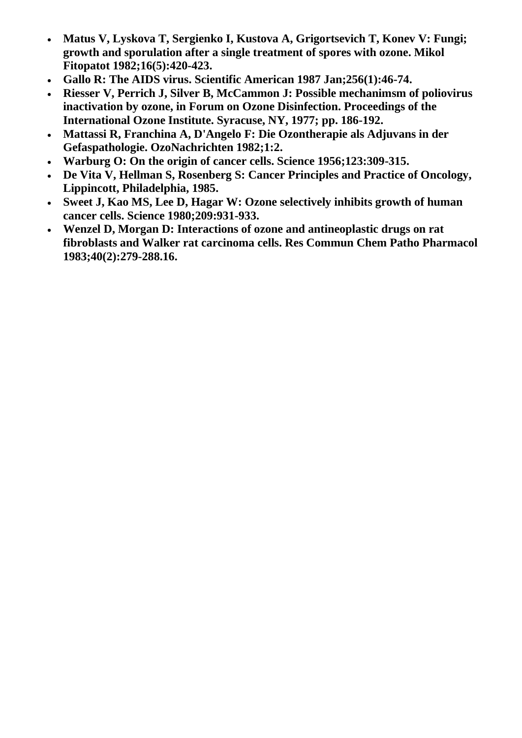- **Matus V, Lyskova T, Sergienko I, Kustova A, Grigortsevich T, Konev V: Fungi; growth and sporulation after a single treatment of spores with ozone. Mikol Fitopatot 1982;16(5):420-423.**
- **Gallo R: The AIDS virus. Scientific American 1987 Jan;256(1):46-74.**
- **Riesser V, Perrich J, Silver B, McCammon J: Possible mechanimsm of poliovirus inactivation by ozone, in Forum on Ozone Disinfection. Proceedings of the International Ozone Institute. Syracuse, NY, 1977; pp. 186-192.**
- **Mattassi R, Franchina A, D'Angelo F: Die Ozontherapie als Adjuvans in der Gefaspathologie. OzoNachrichten 1982;1:2.**
- **Warburg O: On the origin of cancer cells. Science 1956;123:309-315.**
- **De Vita V, Hellman S, Rosenberg S: Cancer Principles and Practice of Oncology, Lippincott, Philadelphia, 1985.**
- **Sweet J, Kao MS, Lee D, Hagar W: Ozone selectively inhibits growth of human cancer cells. Science 1980;209:931-933.**
- **Wenzel D, Morgan D: Interactions of ozone and antineoplastic drugs on rat fibroblasts and Walker rat carcinoma cells. Res Commun Chem Patho Pharmacol 1983;40(2):279-288.16.**